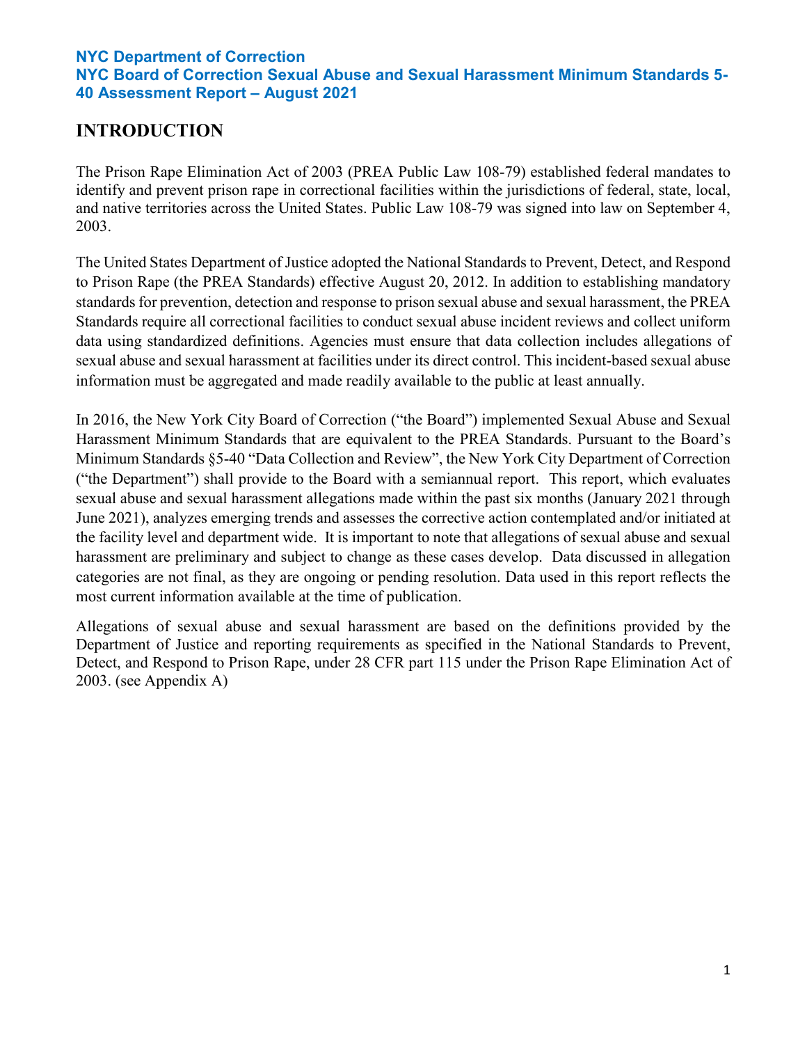**NYC Department of Correction**
**NYC Board of Correction Sexual Abuse and Sexual Harassment Minimum Standards 5-40 Assessment Report – August 2021**

# INTRODUCTION

The Prison Rape Elimination Act of 2003 (PREA Public Law 108-79) established federal mandates to identify and prevent prison rape in correctional facilities within the jurisdictions of federal, state, local, and native territories across the United States. Public Law 108-79 was signed into law on September 4, 2003.

The United States Department of Justice adopted the National Standards to Prevent, Detect, and Respond to Prison Rape (the PREA Standards) effective August 20, 2012. In addition to establishing mandatory standards for prevention, detection and response to prison sexual abuse and sexual harassment, the PREA Standards require all correctional facilities to conduct sexual abuse incident reviews and collect uniform data using standardized definitions. Agencies must ensure that data collection includes allegations of sexual abuse and sexual harassment at facilities under its direct control. This incident-based sexual abuse information must be aggregated and made readily available to the public at least annually.

In 2016, the New York City Board of Correction ("the Board") implemented Sexual Abuse and Sexual Harassment Minimum Standards that are equivalent to the PREA Standards. Pursuant to the Board's Minimum Standards §5-40 "Data Collection and Review", the New York City Department of Correction ("the Department") shall provide to the Board with a semiannual report. This report, which evaluates sexual abuse and sexual harassment allegations made within the past six months (January 2021 through June 2021), analyzes emerging trends and assesses the corrective action contemplated and/or initiated at the facility level and department wide. It is important to note that allegations of sexual abuse and sexual harassment are preliminary and subject to change as these cases develop. Data discussed in allegation categories are not final, as they are ongoing or pending resolution. Data used in this report reflects the most current information available at the time of publication.

Allegations of sexual abuse and sexual harassment are based on the definitions provided by the Department of Justice and reporting requirements as specified in the National Standards to Prevent, Detect, and Respond to Prison Rape, under 28 CFR part 115 under the Prison Rape Elimination Act of 2003. (see Appendix A)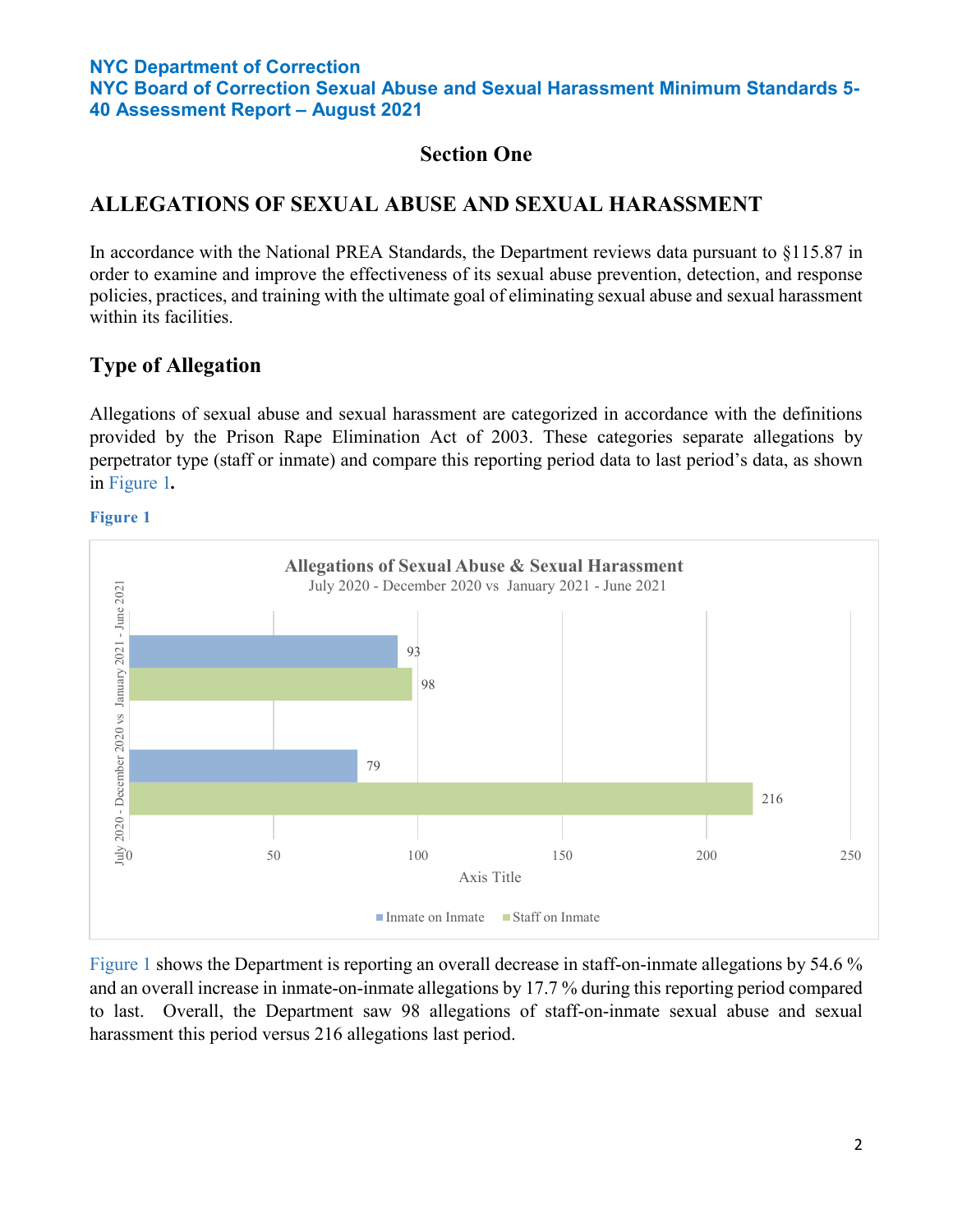## Section One

# ALLEGATIONS OF SEXUAL ABUSE AND SEXUAL HARASSMENT

In accordance with the National PREA Standards, the Department reviews data pursuant to §115.87 in order to examine and improve the effectiveness of its sexual abuse prevention, detection, and response policies, practices, and training with the ultimate goal of eliminating sexual abuse and sexual harassment within its facilities.

## Type of Allegation

Allegations of sexual abuse and sexual harassment are categorized in accordance with the definitions provided by the Prison Rape Elimination Act of 2003. These categories separate allegations by perpetrator type (staff or inmate) and compare this reporting period data to last period's data, as shown in Figure 1**.**

**Figure 1**

**Allegations of Sexual Abuse & Sexual Harassment**
July 2020 - December 2020 vs January 2021 - June 2021

| Period | Inmate on Inmate | Staff on Inmate |
|---|---|---|
| January 2021 - June 2021 | 93 | 98 |
| July 2020 - December 2020 | 79 | 216 |

Figure 1 shows the Department is reporting an overall decrease in staff-on-inmate allegations by 54.6 % and an overall increase in inmate-on-inmate allegations by 17.7 % during this reporting period compared to last. Overall, the Department saw 98 allegations of staff-on-inmate sexual abuse and sexual harassment this period versus 216 allegations last period.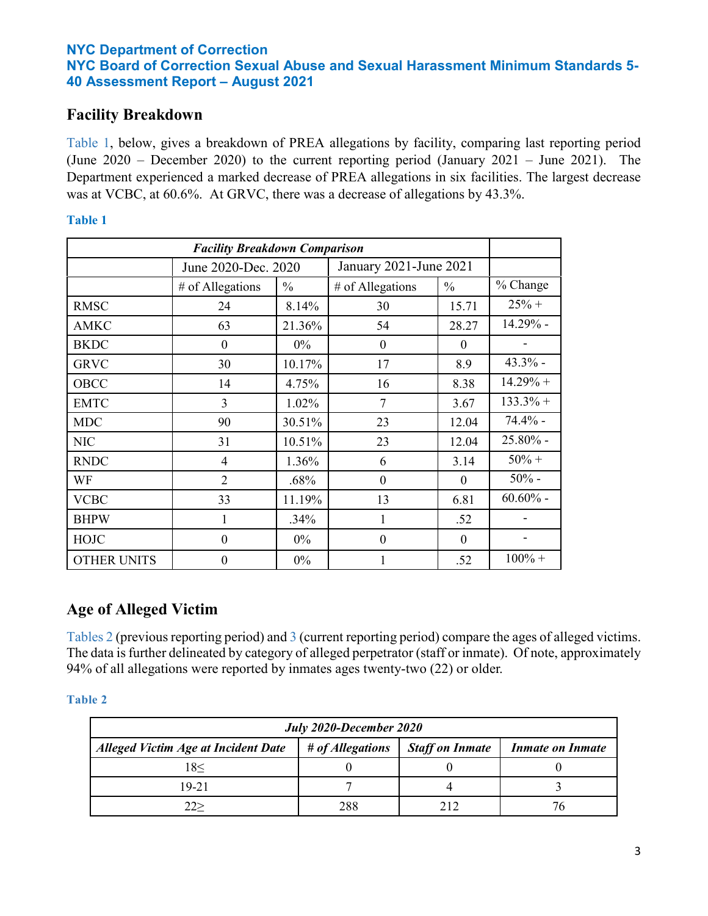**NYC Department of Correction**
**NYC Board of Correction Sexual Abuse and Sexual Harassment Minimum Standards 5-40 Assessment Report – August 2021**

## Facility Breakdown

Table 1, below, gives a breakdown of PREA allegations by facility, comparing last reporting period (June 2020 – December 2020) to the current reporting period (January 2021 – June 2021). The Department experienced a marked decrease of PREA allegations in six facilities. The largest decrease was at VCBC, at 60.6%. At GRVC, there was a decrease of allegations by 43.3%.

**Table 1**

| *Facility Breakdown Comparison* | | | | | |
|---|---|---|---|---|---|
| | June 2020-Dec. 2020 | | January 2021-June 2021 | | |
| | # of Allegations | % | # of Allegations | % | % Change |
| RMSC | 24 | 8.14% | 30 | 15.71 | 25% + |
| AMKC | 63 | 21.36% | 54 | 28.27 | 14.29% - |
| BKDC | 0 | 0% | 0 | 0 | - |
| GRVC | 30 | 10.17% | 17 | 8.9 | 43.3% - |
| OBCC | 14 | 4.75% | 16 | 8.38 | 14.29% + |
| EMTC | 3 | 1.02% | 7 | 3.67 | 133.3% + |
| MDC | 90 | 30.51% | 23 | 12.04 | 74.4% - |
| NIC | 31 | 10.51% | 23 | 12.04 | 25.80% - |
| RNDC | 4 | 1.36% | 6 | 3.14 | 50% + |
| WF | 2 | .68% | 0 | 0 | 50% - |
| VCBC | 33 | 11.19% | 13 | 6.81 | 60.60% - |
| BHPW | 1 | .34% | 1 | .52 | - |
| HOJC | 0 | 0% | 0 | 0 | - |
| OTHER UNITS | 0 | 0% | 1 | .52 | 100% + |

## Age of Alleged Victim

Tables 2 (previous reporting period) and 3 (current reporting period) compare the ages of alleged victims. The data is further delineated by category of alleged perpetrator (staff or inmate). Of note, approximately 94% of all allegations were reported by inmates ages twenty-two (22) or older.

**Table 2**

| *July 2020-December 2020* | | | |
|---|---|---|---|
| ***Alleged Victim Age at Incident Date*** | ***# of Allegations*** | ***Staff on Inmate*** | ***Inmate on Inmate*** |
| 18≤ | 0 | 0 | 0 |
| 19-21 | 7 | 4 | 3 |
| 22≥ | 288 | 212 | 76 |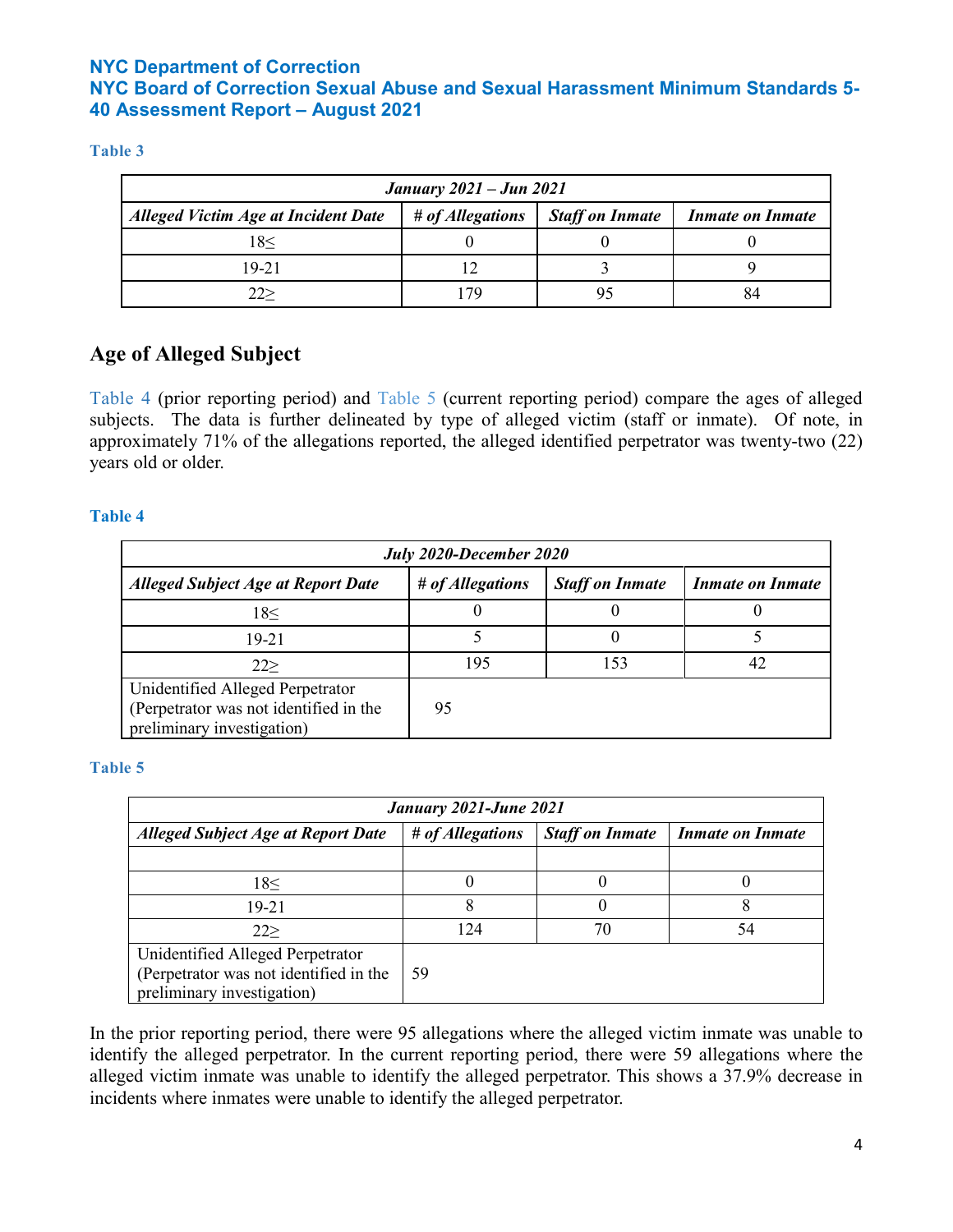**Table 3**

| *January 2021 – Jun 2021* | | | |
|---|---|---|---|
| *Alleged Victim Age at Incident Date* | *# of Allegations* | *Staff on Inmate* | *Inmate on Inmate* |
| 18≤ | 0 | 0 | 0 |
| 19-21 | 12 | 3 | 9 |
| 22≥ | 179 | 95 | 84 |

## Age of Alleged Subject

Table 4 (prior reporting period) and Table 5 (current reporting period) compare the ages of alleged subjects. The data is further delineated by type of alleged victim (staff or inmate). Of note, in approximately 71% of the allegations reported, the alleged identified perpetrator was twenty-two (22) years old or older.

**Table 4**

| *July 2020-December 2020* | | | |
|---|---|---|---|
| *Alleged Subject Age at Report Date* | *# of Allegations* | *Staff on Inmate* | *Inmate on Inmate* |
| 18≤ | 0 | 0 | 0 |
| 19-21 | 5 | 0 | 5 |
| 22≥ | 195 | 153 | 42 |
| Unidentified Alleged Perpetrator (Perpetrator was not identified in the preliminary investigation) | 95 | | |

**Table 5**

| *January 2021-June 2021* | | | |
|---|---|---|---|
| *Alleged Subject Age at Report Date* | *# of Allegations* | *Staff on Inmate* | *Inmate on Inmate* |
| | | | |
| 18≤ | 0 | 0 | 0 |
| 19-21 | 8 | 0 | 8 |
| 22≥ | 124 | 70 | 54 |
| Unidentified Alleged Perpetrator (Perpetrator was not identified in the preliminary investigation) | 59 | | |

In the prior reporting period, there were 95 allegations where the alleged victim inmate was unable to identify the alleged perpetrator. In the current reporting period, there were 59 allegations where the alleged victim inmate was unable to identify the alleged perpetrator. This shows a 37.9% decrease in incidents where inmates were unable to identify the alleged perpetrator.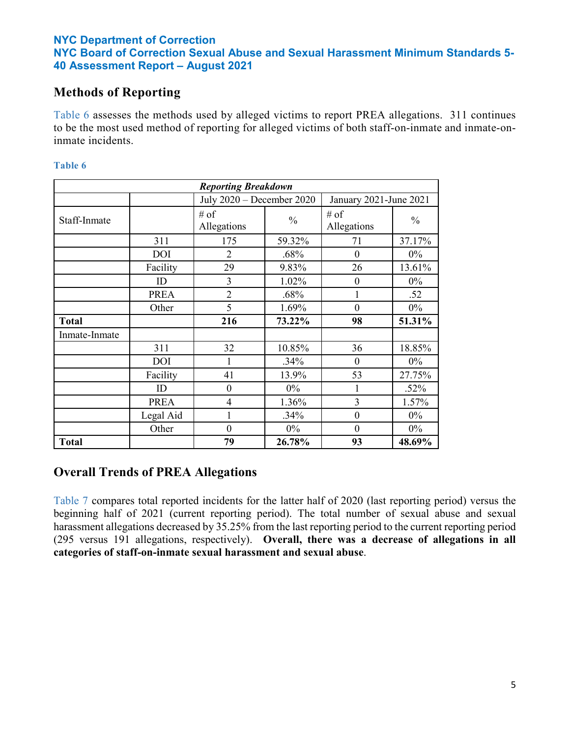## Methods of Reporting

Table 6 assesses the methods used by alleged victims to report PREA allegations. 311 continues to be the most used method of reporting for alleged victims of both staff-on-inmate and inmate-on-inmate incidents.

**Table 6**

| ***Reporting Breakdown*** | | | | | |
|---|---|---|---|---|---|
| | | July 2020 – December 2020 | | January 2021-June 2021 | |
| Staff-Inmate | | # of Allegations | % | # of Allegations | % |
| | 311 | 175 | 59.32% | 71 | 37.17% |
| | DOI | 2 | .68% | 0 | 0% |
| | Facility | 29 | 9.83% | 26 | 13.61% |
| | ID | 3 | 1.02% | 0 | 0% |
| | PREA | 2 | .68% | 1 | .52 |
| | Other | 5 | 1.69% | 0 | 0% |
| **Total** | | **216** | **73.22%** | **98** | **51.31%** |
| Inmate-Inmate | | | | | |
| | 311 | 32 | 10.85% | 36 | 18.85% |
| | DOI | 1 | .34% | 0 | 0% |
| | Facility | 41 | 13.9% | 53 | 27.75% |
| | ID | 0 | 0% | 1 | .52% |
| | PREA | 4 | 1.36% | 3 | 1.57% |
| | Legal Aid | 1 | .34% | 0 | 0% |
| | Other | 0 | 0% | 0 | 0% |
| **Total** | | **79** | **26.78%** | **93** | **48.69%** |

## Overall Trends of PREA Allegations

Table 7 compares total reported incidents for the latter half of 2020 (last reporting period) versus the beginning half of 2021 (current reporting period). The total number of sexual abuse and sexual harassment allegations decreased by 35.25% from the last reporting period to the current reporting period (295 versus 191 allegations, respectively). **Overall, there was a decrease of allegations in all categories of staff-on-inmate sexual harassment and sexual abuse**.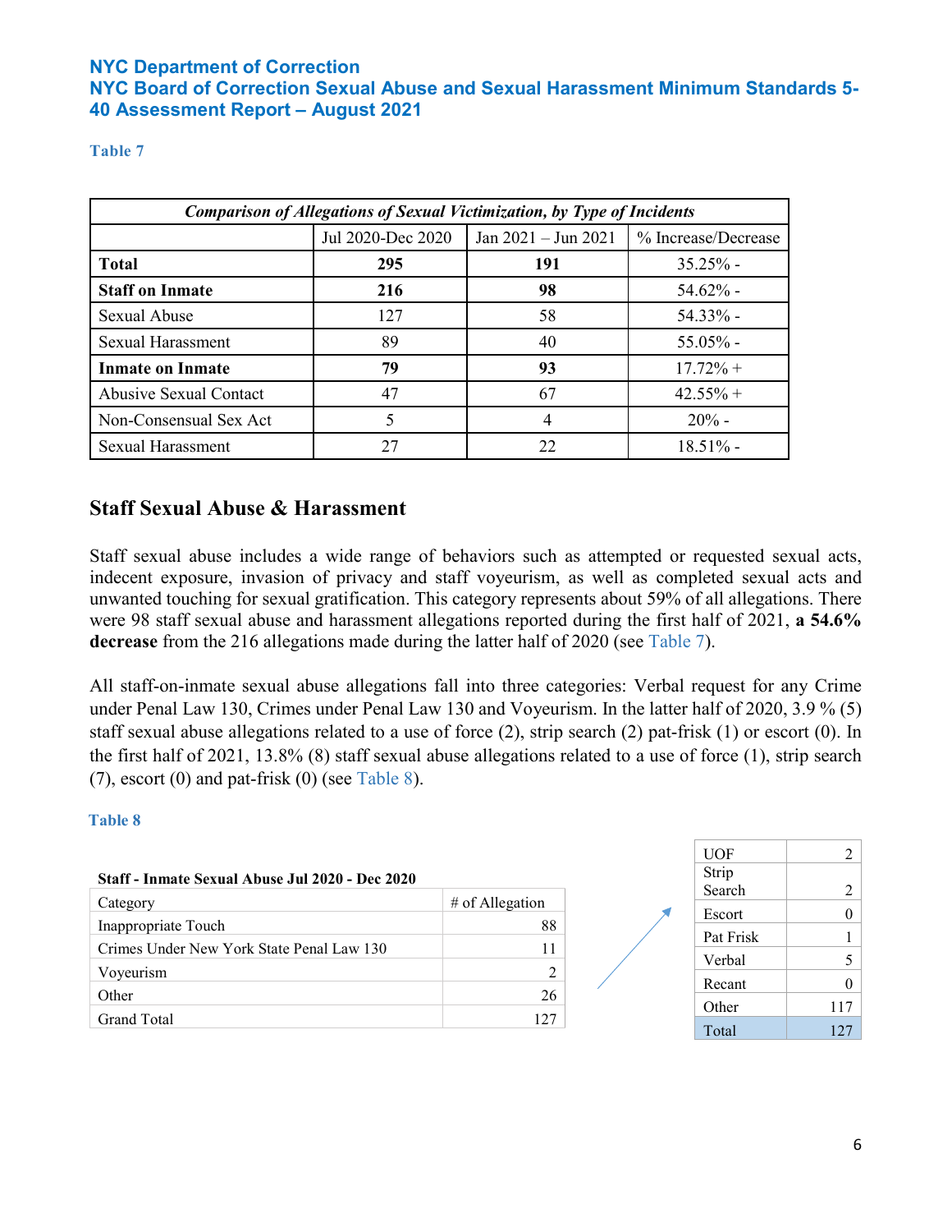# NYC Department of Correction
# NYC Board of Correction Sexual Abuse and Sexual Harassment Minimum Standards 5-40 Assessment Report – August 2021

**Table 7**

| *Comparison of Allegations of Sexual Victimization, by Type of Incidents* | | | |
|---|---|---|---|
| | Jul 2020-Dec 2020 | Jan 2021 – Jun 2021 | % Increase/Decrease |
| **Total** | **295** | **191** | 35.25% - |
| **Staff on Inmate** | **216** | **98** | 54.62% - |
| Sexual Abuse | 127 | 58 | 54.33% - |
| Sexual Harassment | 89 | 40 | 55.05% - |
| **Inmate on Inmate** | **79** | **93** | 17.72% + |
| Abusive Sexual Contact | 47 | 67 | 42.55% + |
| Non-Consensual Sex Act | 5 | 4 | 20% - |
| Sexual Harassment | 27 | 22 | 18.51% - |

## Staff Sexual Abuse & Harassment

Staff sexual abuse includes a wide range of behaviors such as attempted or requested sexual acts, indecent exposure, invasion of privacy and staff voyeurism, as well as completed sexual acts and unwanted touching for sexual gratification. This category represents about 59% of all allegations. There were 98 staff sexual abuse and harassment allegations reported during the first half of 2021, **a 54.6% decrease** from the 216 allegations made during the latter half of 2020 (see Table 7).

All staff-on-inmate sexual abuse allegations fall into three categories: Verbal request for any Crime under Penal Law 130, Crimes under Penal Law 130 and Voyeurism. In the latter half of 2020, 3.9 % (5) staff sexual abuse allegations related to a use of force (2), strip search (2) pat-frisk (1) or escort (0). In the first half of 2021, 13.8% (8) staff sexual abuse allegations related to a use of force (1), strip search (7), escort (0) and pat-frisk (0) (see Table 8).

**Table 8**

**Staff - Inmate Sexual Abuse Jul 2020 - Dec 2020**

| Category | # of Allegation |
|---|---|
| Inappropriate Touch | 88 |
| Crimes Under New York State Penal Law 130 | 11 |
| Voyeurism | 2 |
| Other | 26 |
| Grand Total | 127 |

| | |
|---|---|
| UOF | 2 |
| Strip Search | 2 |
| Escort | 0 |
| Pat Frisk | 1 |
| Verbal | 5 |
| Recant | 0 |
| Other | 117 |
| Total | 127 |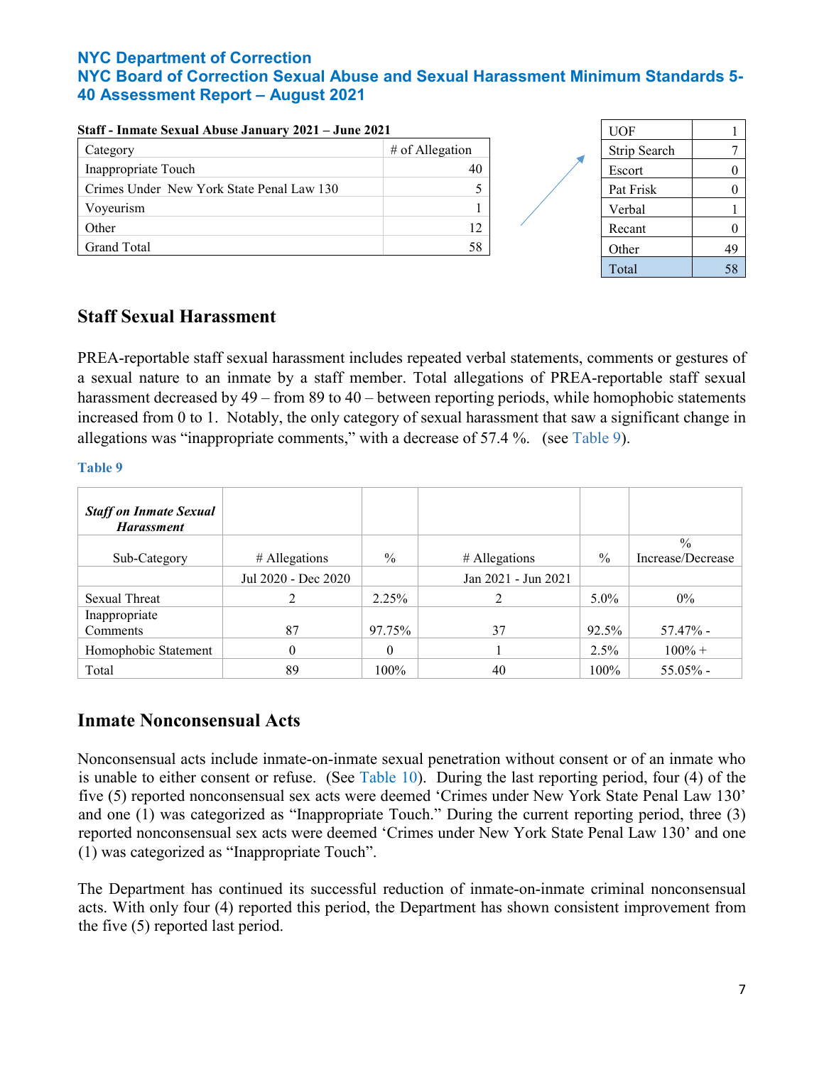Staff - Inmate Sexual Abuse January 2021 – June 2021

| Category | # of Allegation |
|---|---|
| Inappropriate Touch | 40 |
| Crimes Under New York State Penal Law 130 | 5 |
| Voyeurism | 1 |
| Other | 12 |
| Grand Total | 58 |

| | |
|---|---|
| UOF | 1 |
| Strip Search | 7 |
| Escort | 0 |
| Pat Frisk | 0 |
| Verbal | 1 |
| Recant | 0 |
| Other | 49 |
| Total | 58 |

## Staff Sexual Harassment

PREA-reportable staff sexual harassment includes repeated verbal statements, comments or gestures of a sexual nature to an inmate by a staff member. Total allegations of PREA-reportable staff sexual harassment decreased by 49 – from 89 to 40 – between reporting periods, while homophobic statements increased from 0 to 1. Notably, the only category of sexual harassment that saw a significant change in allegations was "inappropriate comments," with a decrease of 57.4 %. (see Table 9).

**Table 9**

| ***Staff on Inmate Sexual Harassment*** | | | | | |
|---|---|---|---|---|---|
| Sub-Category | # Allegations | % | # Allegations | % | % Increase/Decrease |
| | Jul 2020 - Dec 2020 | | Jan 2021 - Jun 2021 | | |
| Sexual Threat | 2 | 2.25% | 2 | 5.0% | 0% |
| Inappropriate Comments | 87 | 97.75% | 37 | 92.5% | 57.47% - |
| Homophobic Statement | 0 | 0 | 1 | 2.5% | 100% + |
| Total | 89 | 100% | 40 | 100% | 55.05% - |

## Inmate Nonconsensual Acts

Nonconsensual acts include inmate-on-inmate sexual penetration without consent or of an inmate who is unable to either consent or refuse. (See Table 10). During the last reporting period, four (4) of the five (5) reported nonconsensual sex acts were deemed 'Crimes under New York State Penal Law 130' and one (1) was categorized as "Inappropriate Touch." During the current reporting period, three (3) reported nonconsensual sex acts were deemed 'Crimes under New York State Penal Law 130' and one (1) was categorized as "Inappropriate Touch".

The Department has continued its successful reduction of inmate-on-inmate criminal nonconsensual acts. With only four (4) reported this period, the Department has shown consistent improvement from the five (5) reported last period.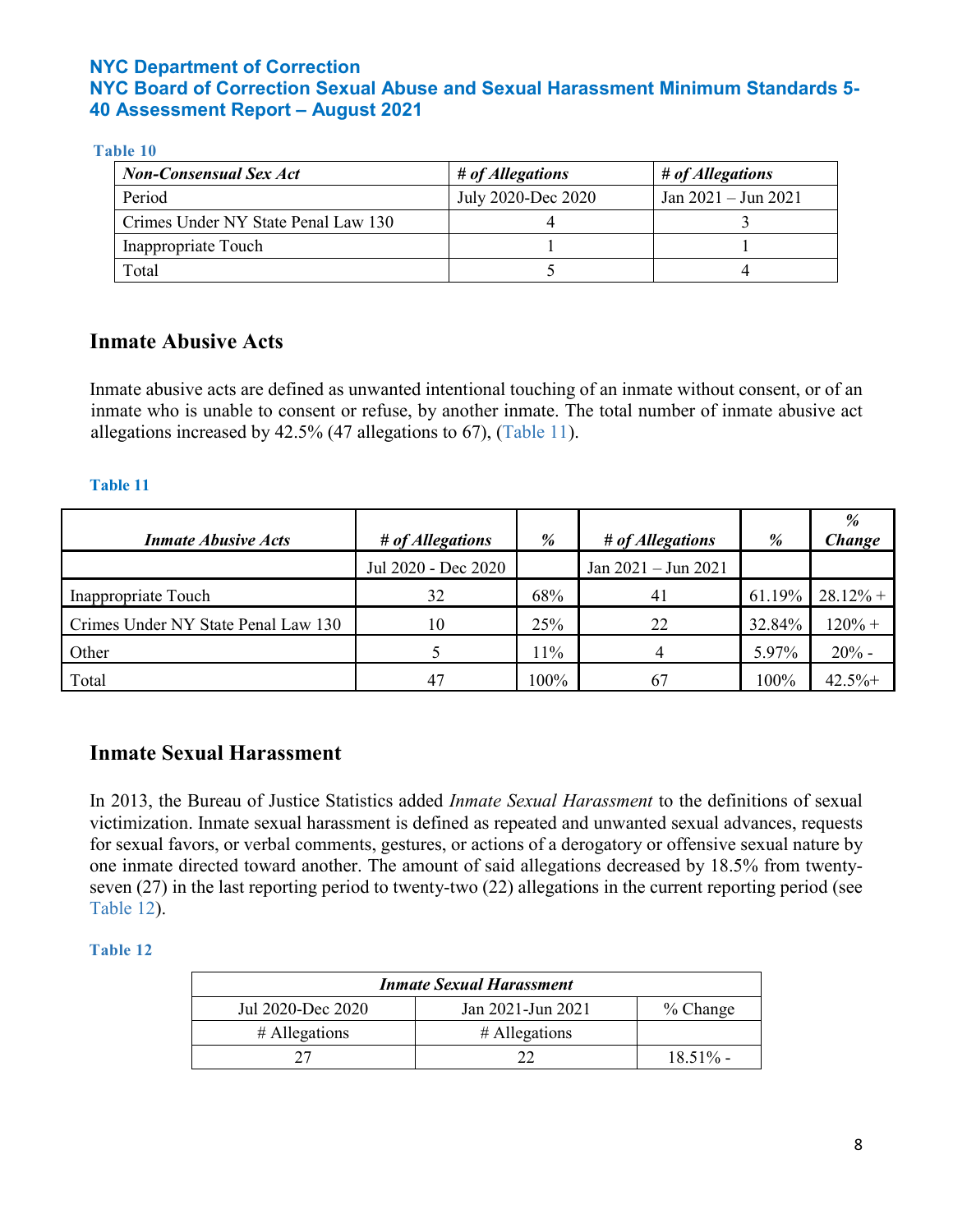**Table 10**

| *Non-Consensual Sex Act* | *# of Allegations* | *# of Allegations* |
|---|---|---|
| Period | July 2020-Dec 2020 | Jan 2021 – Jun 2021 |
| Crimes Under NY State Penal Law 130 | 4 | 3 |
| Inappropriate Touch | 1 | 1 |
| Total | 5 | 4 |

## Inmate Abusive Acts

Inmate abusive acts are defined as unwanted intentional touching of an inmate without consent, or of an inmate who is unable to consent or refuse, by another inmate. The total number of inmate abusive act allegations increased by 42.5% (47 allegations to 67), (Table 11).

**Table 11**

| *Inmate Abusive Acts* | *# of Allegations* | *%* | *# of Allegations* | *%* | *% Change* |
|---|---|---|---|---|---|
| | Jul 2020 - Dec 2020 | | Jan 2021 – Jun 2021 | | |
| Inappropriate Touch | 32 | 68% | 41 | 61.19% | 28.12% + |
| Crimes Under NY State Penal Law 130 | 10 | 25% | 22 | 32.84% | 120% + |
| Other | 5 | 11% | 4 | 5.97% | 20% - |
| Total | 47 | 100% | 67 | 100% | 42.5%+ |

## Inmate Sexual Harassment

In 2013, the Bureau of Justice Statistics added *Inmate Sexual Harassment* to the definitions of sexual victimization. Inmate sexual harassment is defined as repeated and unwanted sexual advances, requests for sexual favors, or verbal comments, gestures, or actions of a derogatory or offensive sexual nature by one inmate directed toward another. The amount of said allegations decreased by 18.5% from twenty-seven (27) in the last reporting period to twenty-two (22) allegations in the current reporting period (see Table 12).

**Table 12**

| *Inmate Sexual Harassment* | | |
|---|---|---|
| Jul 2020-Dec 2020 | Jan 2021-Jun 2021 | % Change |
| # Allegations | # Allegations | |
| 27 | 22 | 18.51% - |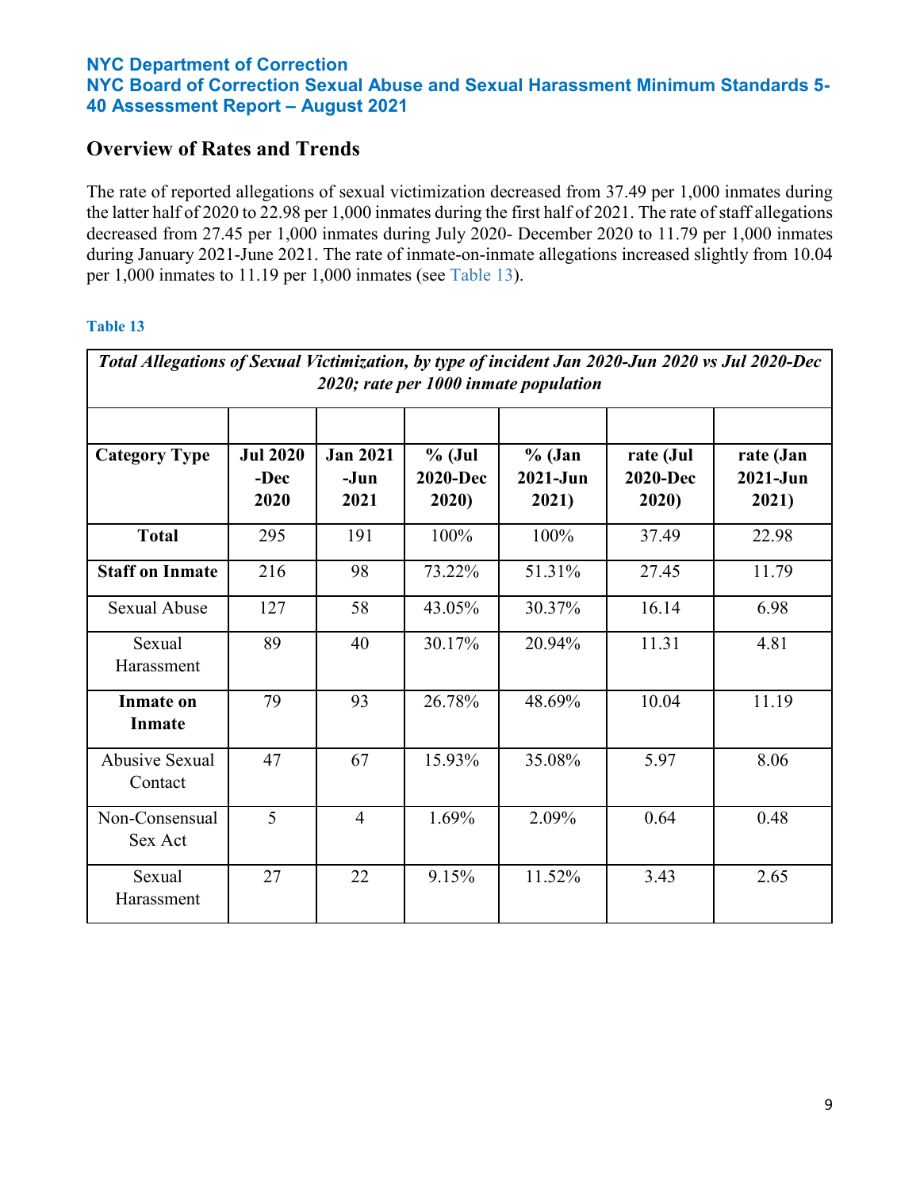## NYC Department of Correction
## NYC Board of Correction Sexual Abuse and Sexual Harassment Minimum Standards 5-40 Assessment Report – August 2021

## Overview of Rates and Trends

The rate of reported allegations of sexual victimization decreased from 37.49 per 1,000 inmates during the latter half of 2020 to 22.98 per 1,000 inmates during the first half of 2021. The rate of staff allegations decreased from 27.45 per 1,000 inmates during July 2020- December 2020 to 11.79 per 1,000 inmates during January 2021-June 2021. The rate of inmate-on-inmate allegations increased slightly from 10.04 per 1,000 inmates to 11.19 per 1,000 inmates (see Table 13).

**Table 13**

*Total Allegations of Sexual Victimization, by type of incident Jan 2020-Jun 2020 vs Jul 2020-Dec 2020; rate per 1000 inmate population*

| Category Type | Jul 2020 -Dec 2020 | Jan 2021 -Jun 2021 | % (Jul 2020-Dec 2020) | % (Jan 2021-Jun 2021) | rate (Jul 2020-Dec 2020) | rate (Jan 2021-Jun 2021) |
|---|---|---|---|---|---|---|
| **Total** | 295 | 191 | 100% | 100% | 37.49 | 22.98 |
| **Staff on Inmate** | 216 | 98 | 73.22% | 51.31% | 27.45 | 11.79 |
| Sexual Abuse | 127 | 58 | 43.05% | 30.37% | 16.14 | 6.98 |
| Sexual Harassment | 89 | 40 | 30.17% | 20.94% | 11.31 | 4.81 |
| **Inmate on Inmate** | 79 | 93 | 26.78% | 48.69% | 10.04 | 11.19 |
| Abusive Sexual Contact | 47 | 67 | 15.93% | 35.08% | 5.97 | 8.06 |
| Non-Consensual Sex Act | 5 | 4 | 1.69% | 2.09% | 0.64 | 0.48 |
| Sexual Harassment | 27 | 22 | 9.15% | 11.52% | 3.43 | 2.65 |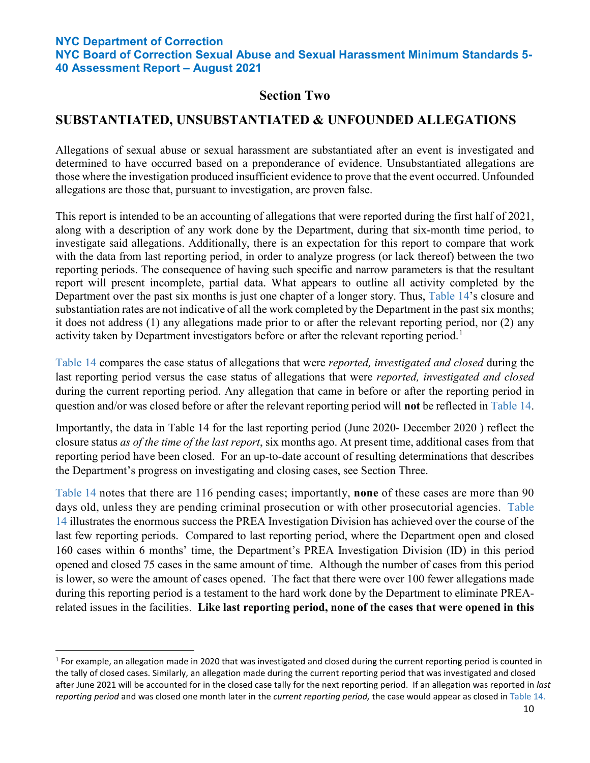## Section Two

## SUBSTANTIATED, UNSUBSTANTIATED & UNFOUNDED ALLEGATIONS

Allegations of sexual abuse or sexual harassment are substantiated after an event is investigated and determined to have occurred based on a preponderance of evidence. Unsubstantiated allegations are those where the investigation produced insufficient evidence to prove that the event occurred. Unfounded allegations are those that, pursuant to investigation, are proven false.

This report is intended to be an accounting of allegations that were reported during the first half of 2021, along with a description of any work done by the Department, during that six-month time period, to investigate said allegations. Additionally, there is an expectation for this report to compare that work with the data from last reporting period, in order to analyze progress (or lack thereof) between the two reporting periods. The consequence of having such specific and narrow parameters is that the resultant report will present incomplete, partial data. What appears to outline all activity completed by the Department over the past six months is just one chapter of a longer story. Thus, Table 14's closure and substantiation rates are not indicative of all the work completed by the Department in the past six months; it does not address (1) any allegations made prior to or after the relevant reporting period, nor (2) any activity taken by Department investigators before or after the relevant reporting period.[1]

Table 14 compares the case status of allegations that were *reported, investigated and closed* during the last reporting period versus the case status of allegations that were *reported, investigated and closed* during the current reporting period. Any allegation that came in before or after the reporting period in question and/or was closed before or after the relevant reporting period will **not** be reflected in Table 14.

Importantly, the data in Table 14 for the last reporting period (June 2020- December 2020 ) reflect the closure status *as of the time of the last report*, six months ago. At present time, additional cases from that reporting period have been closed. For an up-to-date account of resulting determinations that describes the Department's progress on investigating and closing cases, see Section Three.

Table 14 notes that there are 116 pending cases; importantly, **none** of these cases are more than 90 days old, unless they are pending criminal prosecution or with other prosecutorial agencies. Table 14 illustrates the enormous success the PREA Investigation Division has achieved over the course of the last few reporting periods. Compared to last reporting period, where the Department open and closed 160 cases within 6 months' time, the Department's PREA Investigation Division (ID) in this period opened and closed 75 cases in the same amount of time. Although the number of cases from this period is lower, so were the amount of cases opened. The fact that there were over 100 fewer allegations made during this reporting period is a testament to the hard work done by the Department to eliminate PREA-related issues in the facilities. **Like last reporting period, none of the cases that were opened in this**

---

[1] For example, an allegation made in 2020 that was investigated and closed during the current reporting period is counted in the tally of closed cases. Similarly, an allegation made during the current reporting period that was investigated and closed after June 2021 will be accounted for in the closed case tally for the next reporting period. If an allegation was reported in *last reporting period* and was closed one month later in the *current reporting period,* the case would appear as closed in Table 14.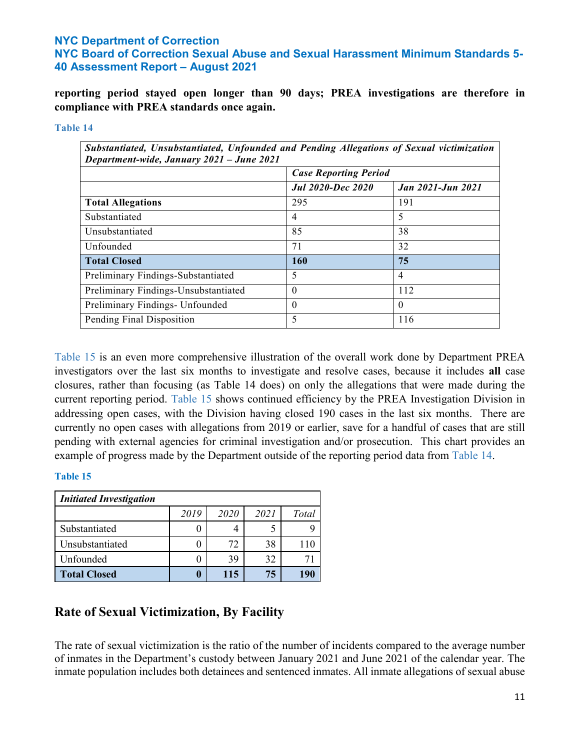**reporting period stayed open longer than 90 days; PREA investigations are therefore in compliance with PREA standards once again.**

Table 14

| *Substantiated, Unsubstantiated, Unfounded and Pending Allegations of Sexual victimization Department-wide, January 2021 – June 2021* | | |
|---|---|---|
| | *Case Reporting Period* | |
| | *Jul 2020-Dec 2020* | *Jan 2021-Jun 2021* |
| **Total Allegations** | 295 | 191 |
| Substantiated | 4 | 5 |
| Unsubstantiated | 85 | 38 |
| Unfounded | 71 | 32 |
| **Total Closed** | **160** | **75** |
| Preliminary Findings-Substantiated | 5 | 4 |
| Preliminary Findings-Unsubstantiated | 0 | 112 |
| Preliminary Findings- Unfounded | 0 | 0 |
| Pending Final Disposition | 5 | 116 |

Table 15 is an even more comprehensive illustration of the overall work done by Department PREA investigators over the last six months to investigate and resolve cases, because it includes **all** case closures, rather than focusing (as Table 14 does) on only the allegations that were made during the current reporting period. Table 15 shows continued efficiency by the PREA Investigation Division in addressing open cases, with the Division having closed 190 cases in the last six months. There are currently no open cases with allegations from 2019 or earlier, save for a handful of cases that are still pending with external agencies for criminal investigation and/or prosecution. This chart provides an example of progress made by the Department outside of the reporting period data from Table 14.

Table 15

| *Initiated Investigation* | | | | |
|---|---|---|---|---|
| | *2019* | *2020* | *2021* | *Total* |
| Substantiated | 0 | 4 | 5 | 9 |
| Unsubstantiated | 0 | 72 | 38 | 110 |
| Unfounded | 0 | 39 | 32 | 71 |
| **Total Closed** | **0** | **115** | **75** | **190** |

## Rate of Sexual Victimization, By Facility

The rate of sexual victimization is the ratio of the number of incidents compared to the average number of inmates in the Department's custody between January 2021 and June 2021 of the calendar year. The inmate population includes both detainees and sentenced inmates. All inmate allegations of sexual abuse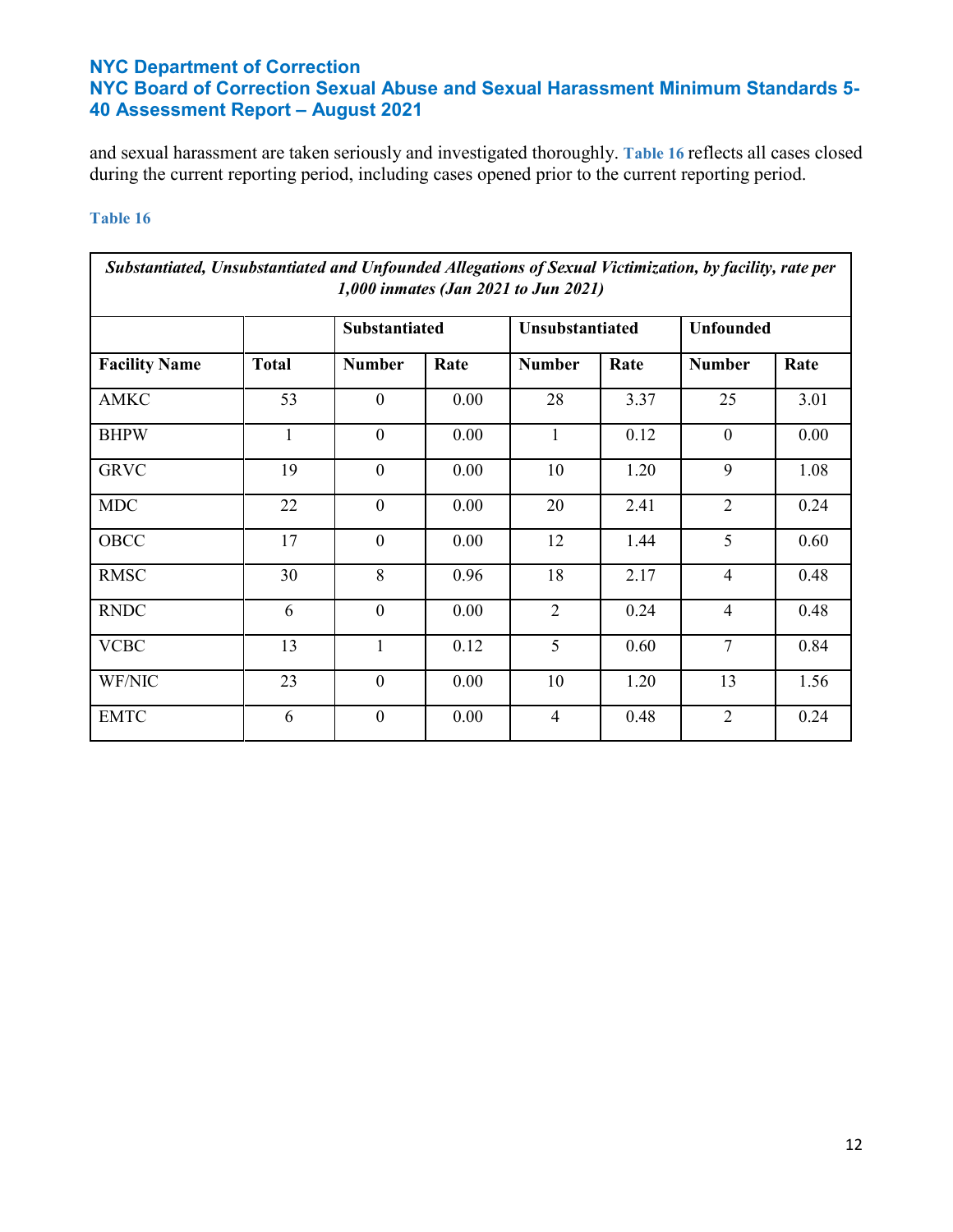and sexual harassment are taken seriously and investigated thoroughly. **Table 16** reflects all cases closed during the current reporting period, including cases opened prior to the current reporting period.

**Table 16**

| ***Substantiated, Unsubstantiated and Unfounded Allegations of Sexual Victimization, by facility, rate per 1,000 inmates (Jan 2021 to Jun 2021)*** | | | | | | | |
|---|---|---|---|---|---|---|---|
| | | **Substantiated** | | **Unsubstantiated** | | **Unfounded** | |
| **Facility Name** | **Total** | **Number** | **Rate** | **Number** | **Rate** | **Number** | **Rate** |
| AMKC | 53 | 0 | 0.00 | 28 | 3.37 | 25 | 3.01 |
| BHPW | 1 | 0 | 0.00 | 1 | 0.12 | 0 | 0.00 |
| GRVC | 19 | 0 | 0.00 | 10 | 1.20 | 9 | 1.08 |
| MDC | 22 | 0 | 0.00 | 20 | 2.41 | 2 | 0.24 |
| OBCC | 17 | 0 | 0.00 | 12 | 1.44 | 5 | 0.60 |
| RMSC | 30 | 8 | 0.96 | 18 | 2.17 | 4 | 0.48 |
| RNDC | 6 | 0 | 0.00 | 2 | 0.24 | 4 | 0.48 |
| VCBC | 13 | 1 | 0.12 | 5 | 0.60 | 7 | 0.84 |
| WF/NIC | 23 | 0 | 0.00 | 10 | 1.20 | 13 | 1.56 |
| EMTC | 6 | 0 | 0.00 | 4 | 0.48 | 2 | 0.24 |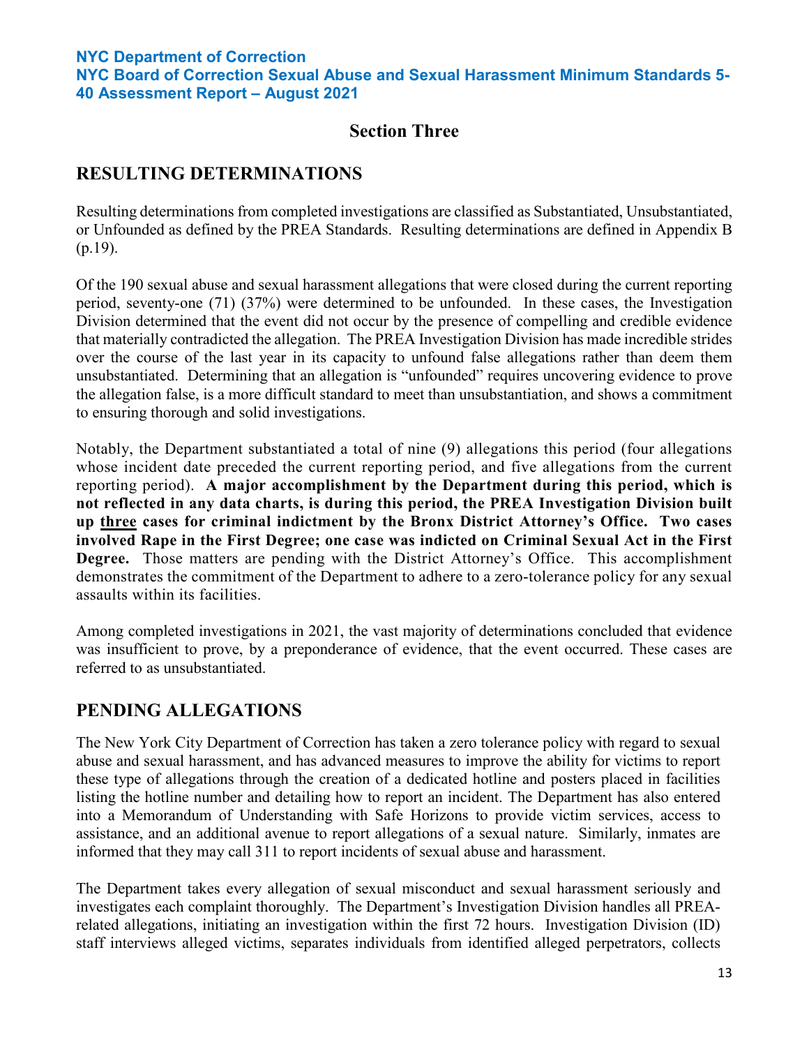## Section Three

## RESULTING DETERMINATIONS

Resulting determinations from completed investigations are classified as Substantiated, Unsubstantiated, or Unfounded as defined by the PREA Standards. Resulting determinations are defined in Appendix B (p.19).

Of the 190 sexual abuse and sexual harassment allegations that were closed during the current reporting period, seventy-one (71) (37%) were determined to be unfounded. In these cases, the Investigation Division determined that the event did not occur by the presence of compelling and credible evidence that materially contradicted the allegation. The PREA Investigation Division has made incredible strides over the course of the last year in its capacity to unfound false allegations rather than deem them unsubstantiated. Determining that an allegation is "unfounded" requires uncovering evidence to prove the allegation false, is a more difficult standard to meet than unsubstantiation, and shows a commitment to ensuring thorough and solid investigations.

Notably, the Department substantiated a total of nine (9) allegations this period (four allegations whose incident date preceded the current reporting period, and five allegations from the current reporting period). **A major accomplishment by the Department during this period, which is not reflected in any data charts, is during this period, the PREA Investigation Division built up <u>three</u> cases for criminal indictment by the Bronx District Attorney's Office. Two cases involved Rape in the First Degree; one case was indicted on Criminal Sexual Act in the First Degree.** Those matters are pending with the District Attorney's Office. This accomplishment demonstrates the commitment of the Department to adhere to a zero-tolerance policy for any sexual assaults within its facilities.

Among completed investigations in 2021, the vast majority of determinations concluded that evidence was insufficient to prove, by a preponderance of evidence, that the event occurred. These cases are referred to as unsubstantiated.

## PENDING ALLEGATIONS

The New York City Department of Correction has taken a zero tolerance policy with regard to sexual abuse and sexual harassment, and has advanced measures to improve the ability for victims to report these type of allegations through the creation of a dedicated hotline and posters placed in facilities listing the hotline number and detailing how to report an incident. The Department has also entered into a Memorandum of Understanding with Safe Horizons to provide victim services, access to assistance, and an additional avenue to report allegations of a sexual nature. Similarly, inmates are informed that they may call 311 to report incidents of sexual abuse and harassment.

The Department takes every allegation of sexual misconduct and sexual harassment seriously and investigates each complaint thoroughly. The Department's Investigation Division handles all PREA-related allegations, initiating an investigation within the first 72 hours. Investigation Division (ID) staff interviews alleged victims, separates individuals from identified alleged perpetrators, collects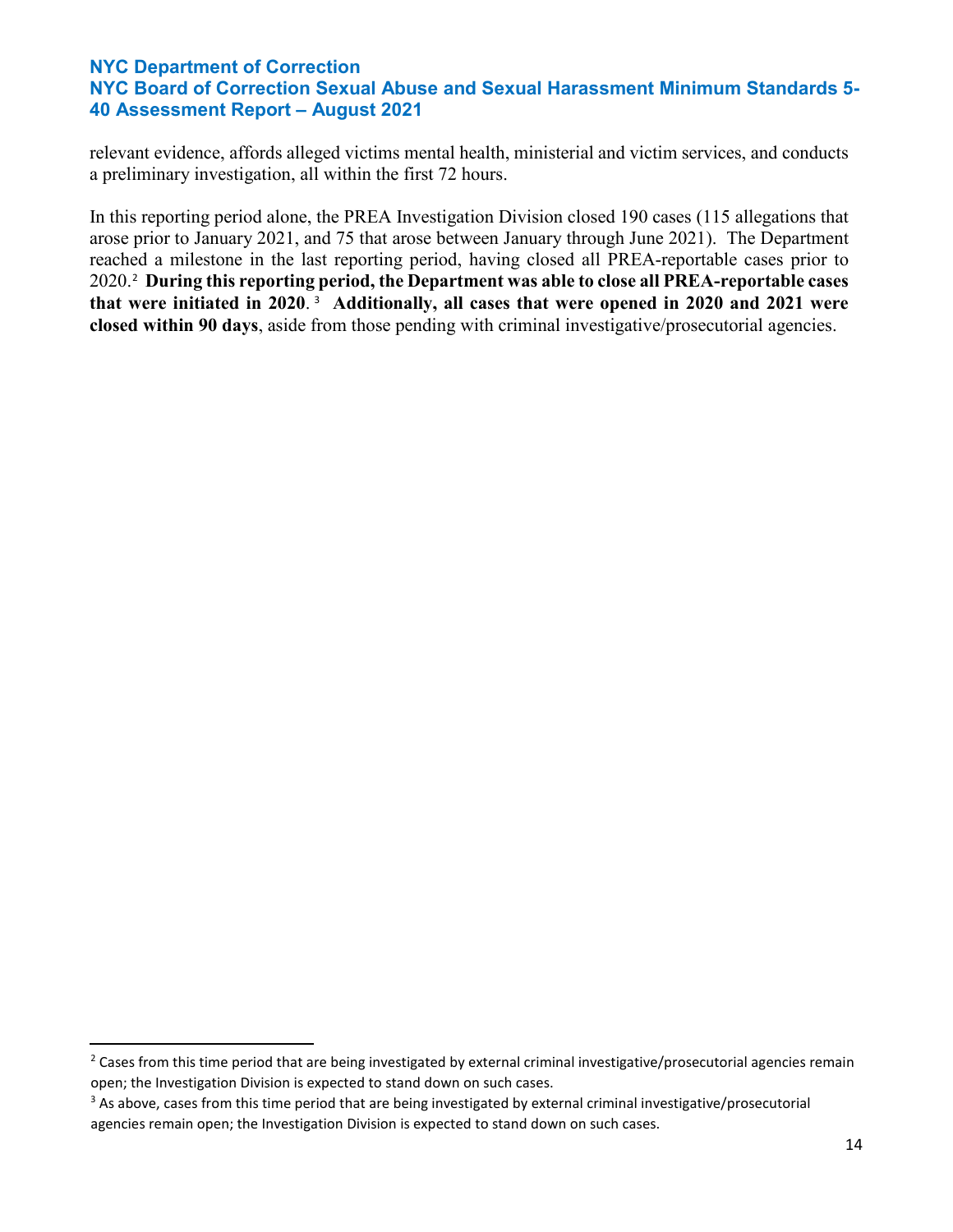relevant evidence, affords alleged victims mental health, ministerial and victim services, and conducts a preliminary investigation, all within the first 72 hours.

In this reporting period alone, the PREA Investigation Division closed 190 cases (115 allegations that arose prior to January 2021, and 75 that arose between January through June 2021). The Department reached a milestone in the last reporting period, having closed all PREA-reportable cases prior to 2020.[2] **During this reporting period, the Department was able to close all PREA-reportable cases that were initiated in 2020**.[3] **Additionally, all cases that were opened in 2020 and 2021 were closed within 90 days**, aside from those pending with criminal investigative/prosecutorial agencies.

---

[2] Cases from this time period that are being investigated by external criminal investigative/prosecutorial agencies remain open; the Investigation Division is expected to stand down on such cases.

[3] As above, cases from this time period that are being investigated by external criminal investigative/prosecutorial agencies remain open; the Investigation Division is expected to stand down on such cases.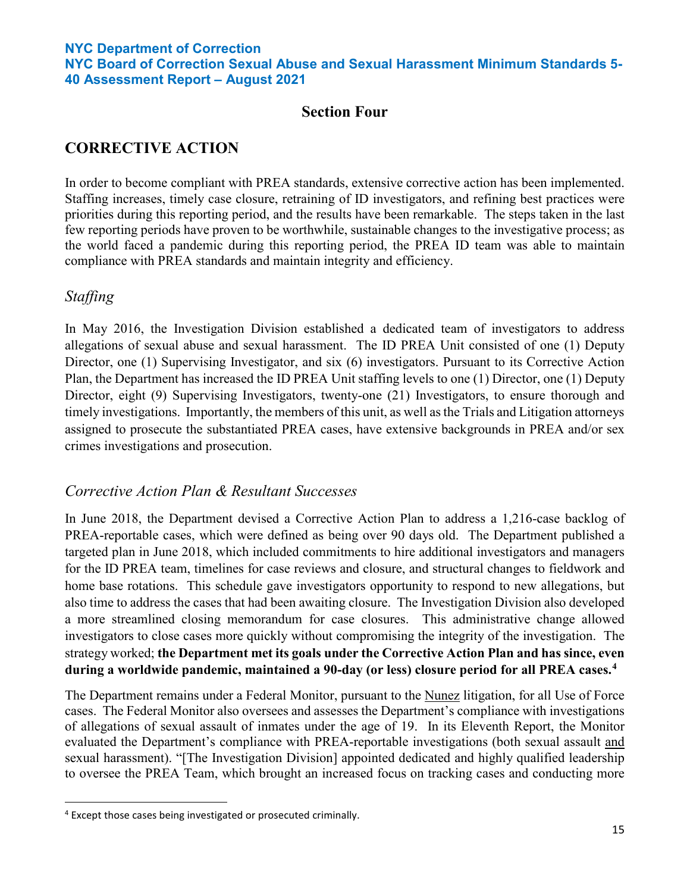## Section Four

## CORRECTIVE ACTION

In order to become compliant with PREA standards, extensive corrective action has been implemented. Staffing increases, timely case closure, retraining of ID investigators, and refining best practices were priorities during this reporting period, and the results have been remarkable. The steps taken in the last few reporting periods have proven to be worthwhile, sustainable changes to the investigative process; as the world faced a pandemic during this reporting period, the PREA ID team was able to maintain compliance with PREA standards and maintain integrity and efficiency.

### *Staffing*

In May 2016, the Investigation Division established a dedicated team of investigators to address allegations of sexual abuse and sexual harassment. The ID PREA Unit consisted of one (1) Deputy Director, one (1) Supervising Investigator, and six (6) investigators. Pursuant to its Corrective Action Plan, the Department has increased the ID PREA Unit staffing levels to one (1) Director, one (1) Deputy Director, eight (9) Supervising Investigators, twenty-one (21) Investigators, to ensure thorough and timely investigations. Importantly, the members of this unit, as well as the Trials and Litigation attorneys assigned to prosecute the substantiated PREA cases, have extensive backgrounds in PREA and/or sex crimes investigations and prosecution.

### *Corrective Action Plan & Resultant Successes*

In June 2018, the Department devised a Corrective Action Plan to address a 1,216-case backlog of PREA-reportable cases, which were defined as being over 90 days old. The Department published a targeted plan in June 2018, which included commitments to hire additional investigators and managers for the ID PREA team, timelines for case reviews and closure, and structural changes to fieldwork and home base rotations. This schedule gave investigators opportunity to respond to new allegations, but also time to address the cases that had been awaiting closure. The Investigation Division also developed a more streamlined closing memorandum for case closures. This administrative change allowed investigators to close cases more quickly without compromising the integrity of the investigation. The strategy worked; **the Department met its goals under the Corrective Action Plan and has since, even during a worldwide pandemic, maintained a 90-day (or less) closure period for all PREA cases.[4]**

The Department remains under a Federal Monitor, pursuant to the Nunez litigation, for all Use of Force cases. The Federal Monitor also oversees and assesses the Department's compliance with investigations of allegations of sexual assault of inmates under the age of 19. In its Eleventh Report, the Monitor evaluated the Department's compliance with PREA-reportable investigations (both sexual assault and sexual harassment). "[The Investigation Division] appointed dedicated and highly qualified leadership to oversee the PREA Team, which brought an increased focus on tracking cases and conducting more

[4] Except those cases being investigated or prosecuted criminally.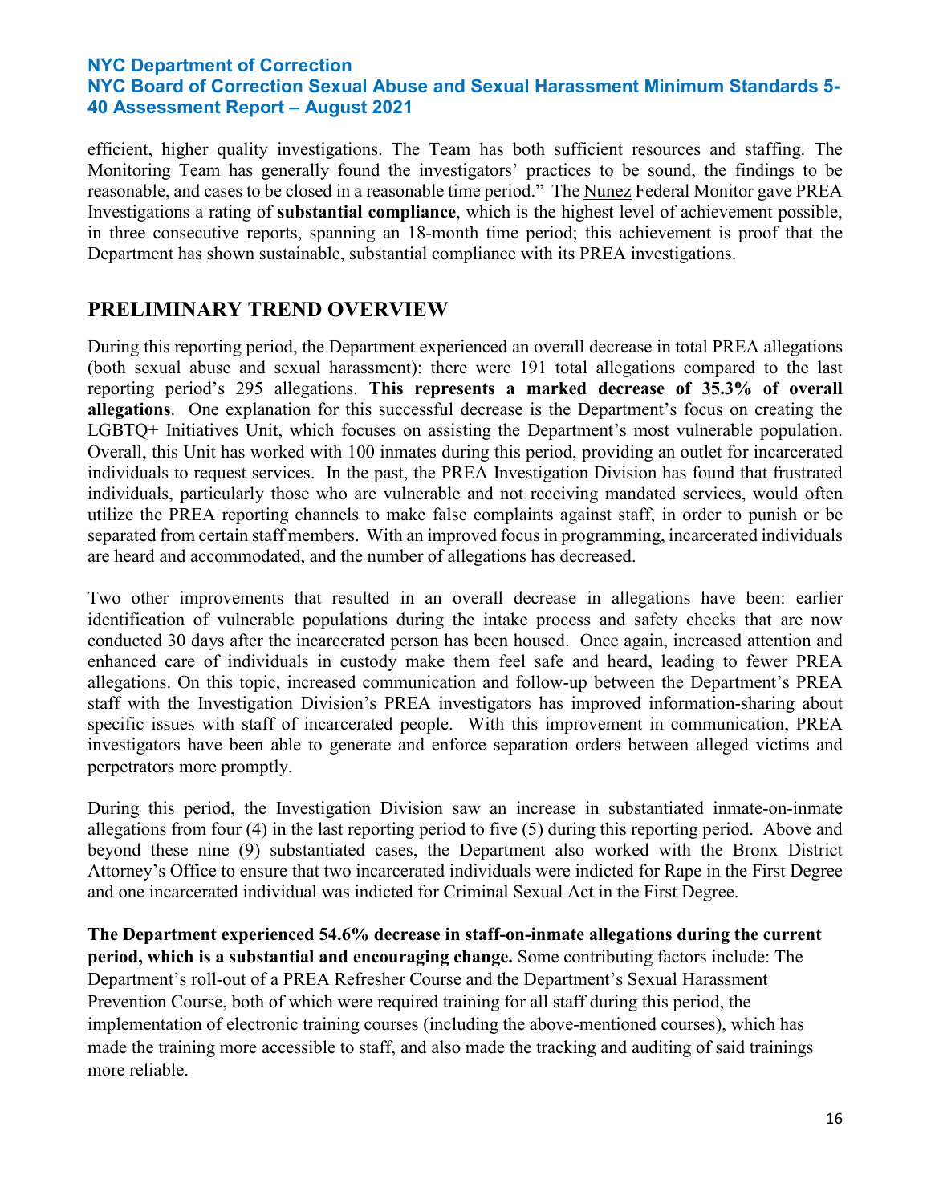efficient, higher quality investigations. The Team has both sufficient resources and staffing. The Monitoring Team has generally found the investigators' practices to be sound, the findings to be reasonable, and cases to be closed in a reasonable time period." The Nunez Federal Monitor gave PREA Investigations a rating of **substantial compliance**, which is the highest level of achievement possible, in three consecutive reports, spanning an 18-month time period; this achievement is proof that the Department has shown sustainable, substantial compliance with its PREA investigations.

## PRELIMINARY TREND OVERVIEW

During this reporting period, the Department experienced an overall decrease in total PREA allegations (both sexual abuse and sexual harassment): there were 191 total allegations compared to the last reporting period's 295 allegations. **This represents a marked decrease of 35.3% of overall allegations**. One explanation for this successful decrease is the Department's focus on creating the LGBTQ+ Initiatives Unit, which focuses on assisting the Department's most vulnerable population. Overall, this Unit has worked with 100 inmates during this period, providing an outlet for incarcerated individuals to request services. In the past, the PREA Investigation Division has found that frustrated individuals, particularly those who are vulnerable and not receiving mandated services, would often utilize the PREA reporting channels to make false complaints against staff, in order to punish or be separated from certain staff members. With an improved focus in programming, incarcerated individuals are heard and accommodated, and the number of allegations has decreased.

Two other improvements that resulted in an overall decrease in allegations have been: earlier identification of vulnerable populations during the intake process and safety checks that are now conducted 30 days after the incarcerated person has been housed. Once again, increased attention and enhanced care of individuals in custody make them feel safe and heard, leading to fewer PREA allegations. On this topic, increased communication and follow-up between the Department's PREA staff with the Investigation Division's PREA investigators has improved information-sharing about specific issues with staff of incarcerated people. With this improvement in communication, PREA investigators have been able to generate and enforce separation orders between alleged victims and perpetrators more promptly.

During this period, the Investigation Division saw an increase in substantiated inmate-on-inmate allegations from four (4) in the last reporting period to five (5) during this reporting period. Above and beyond these nine (9) substantiated cases, the Department also worked with the Bronx District Attorney's Office to ensure that two incarcerated individuals were indicted for Rape in the First Degree and one incarcerated individual was indicted for Criminal Sexual Act in the First Degree.

**The Department experienced 54.6% decrease in staff-on-inmate allegations during the current period, which is a substantial and encouraging change.** Some contributing factors include: The Department's roll-out of a PREA Refresher Course and the Department's Sexual Harassment Prevention Course, both of which were required training for all staff during this period, the implementation of electronic training courses (including the above-mentioned courses), which has made the training more accessible to staff, and also made the tracking and auditing of said trainings more reliable.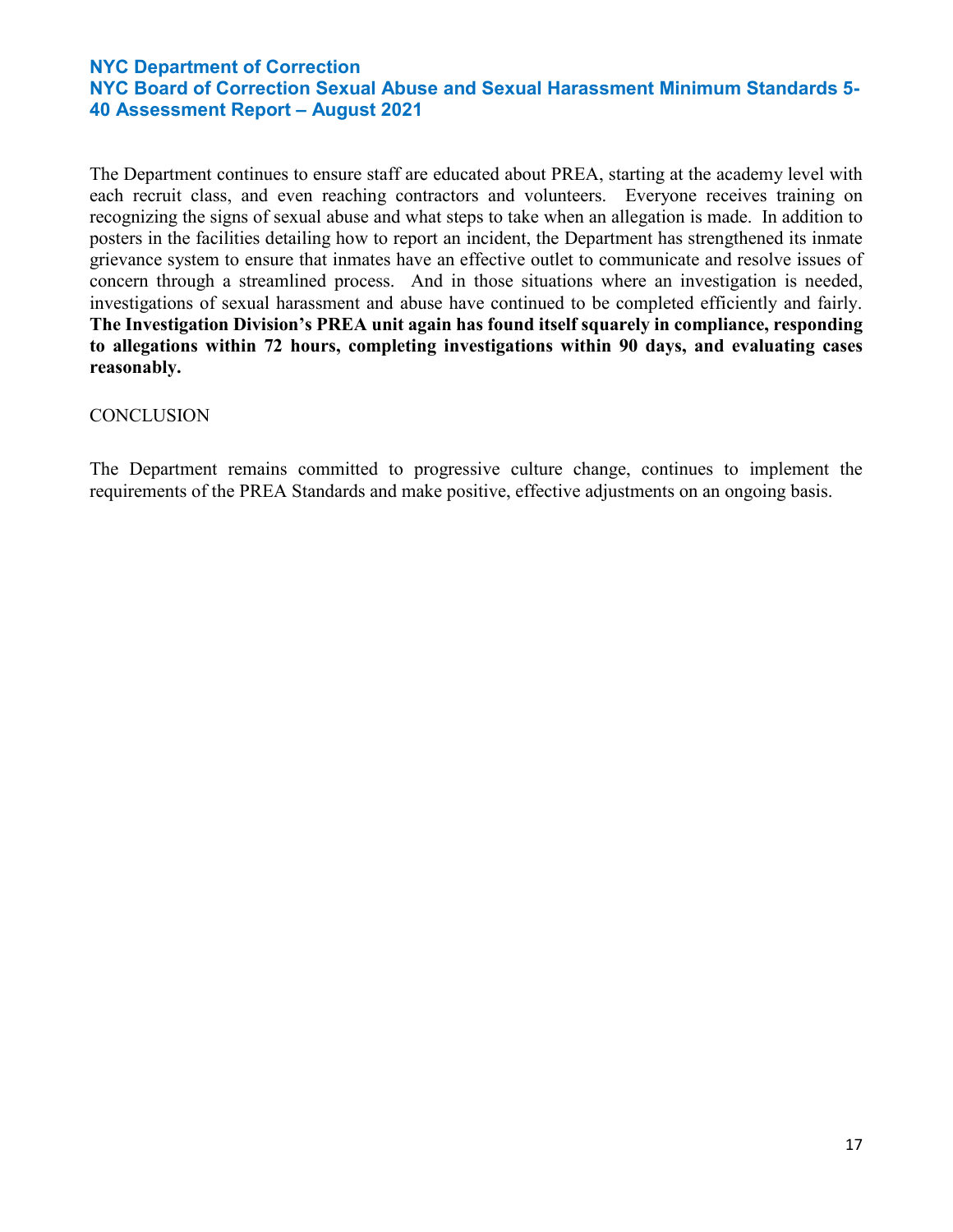The Department continues to ensure staff are educated about PREA, starting at the academy level with each recruit class, and even reaching contractors and volunteers. Everyone receives training on recognizing the signs of sexual abuse and what steps to take when an allegation is made. In addition to posters in the facilities detailing how to report an incident, the Department has strengthened its inmate grievance system to ensure that inmates have an effective outlet to communicate and resolve issues of concern through a streamlined process. And in those situations where an investigation is needed, investigations of sexual harassment and abuse have continued to be completed efficiently and fairly. **The Investigation Division's PREA unit again has found itself squarely in compliance, responding to allegations within 72 hours, completing investigations within 90 days, and evaluating cases reasonably.**

## CONCLUSION

The Department remains committed to progressive culture change, continues to implement the requirements of the PREA Standards and make positive, effective adjustments on an ongoing basis.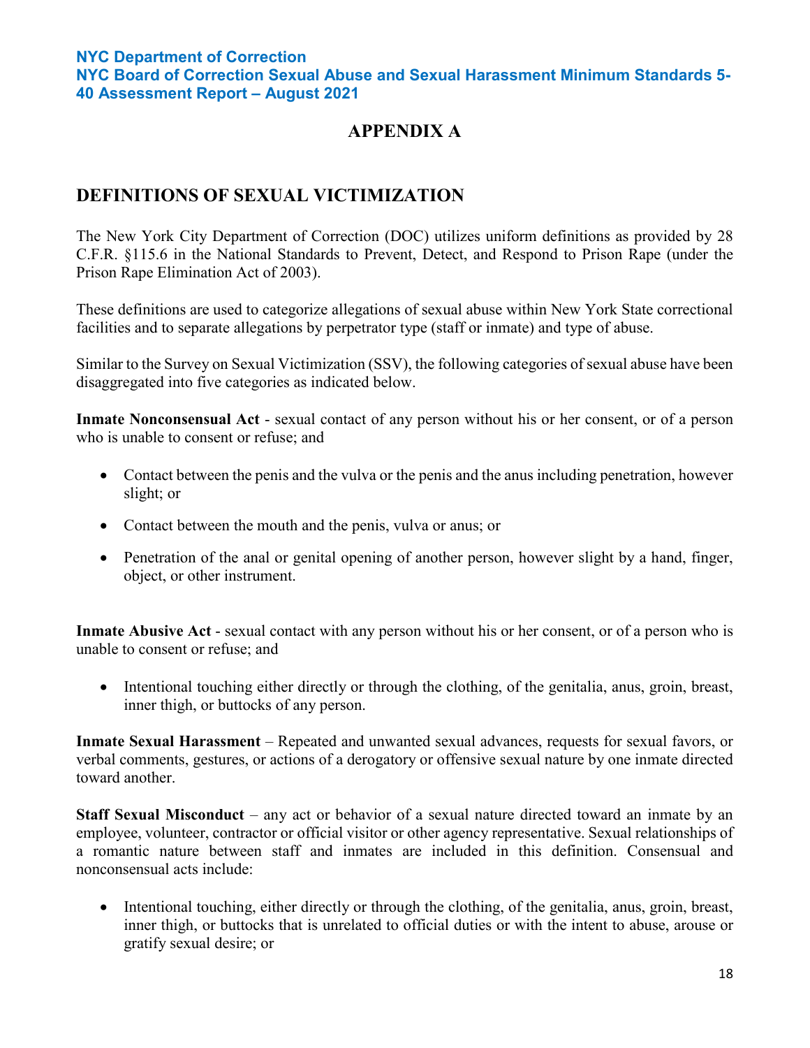# APPENDIX A

## DEFINITIONS OF SEXUAL VICTIMIZATION

The New York City Department of Correction (DOC) utilizes uniform definitions as provided by 28 C.F.R. §115.6 in the National Standards to Prevent, Detect, and Respond to Prison Rape (under the Prison Rape Elimination Act of 2003).

These definitions are used to categorize allegations of sexual abuse within New York State correctional facilities and to separate allegations by perpetrator type (staff or inmate) and type of abuse.

Similar to the Survey on Sexual Victimization (SSV), the following categories of sexual abuse have been disaggregated into five categories as indicated below.

**Inmate Nonconsensual Act** - sexual contact of any person without his or her consent, or of a person who is unable to consent or refuse; and

- Contact between the penis and the vulva or the penis and the anus including penetration, however slight; or
- Contact between the mouth and the penis, vulva or anus; or
- Penetration of the anal or genital opening of another person, however slight by a hand, finger, object, or other instrument.

**Inmate Abusive Act** - sexual contact with any person without his or her consent, or of a person who is unable to consent or refuse; and

- Intentional touching either directly or through the clothing, of the genitalia, anus, groin, breast, inner thigh, or buttocks of any person.

**Inmate Sexual Harassment** – Repeated and unwanted sexual advances, requests for sexual favors, or verbal comments, gestures, or actions of a derogatory or offensive sexual nature by one inmate directed toward another.

**Staff Sexual Misconduct** – any act or behavior of a sexual nature directed toward an inmate by an employee, volunteer, contractor or official visitor or other agency representative. Sexual relationships of a romantic nature between staff and inmates are included in this definition. Consensual and nonconsensual acts include:

- Intentional touching, either directly or through the clothing, of the genitalia, anus, groin, breast, inner thigh, or buttocks that is unrelated to official duties or with the intent to abuse, arouse or gratify sexual desire; or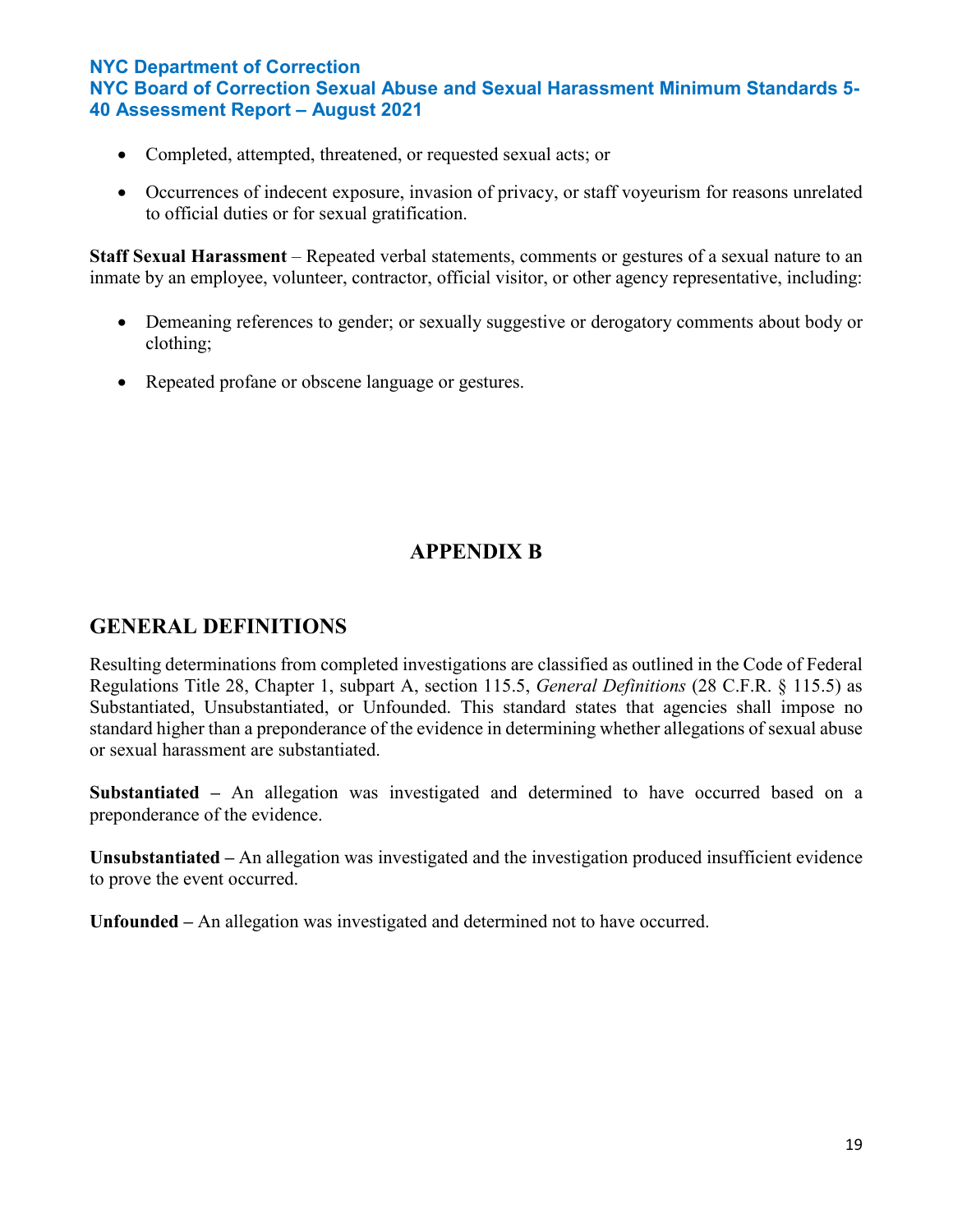- Completed, attempted, threatened, or requested sexual acts; or
- Occurrences of indecent exposure, invasion of privacy, or staff voyeurism for reasons unrelated to official duties or for sexual gratification.

**Staff Sexual Harassment** – Repeated verbal statements, comments or gestures of a sexual nature to an inmate by an employee, volunteer, contractor, official visitor, or other agency representative, including:

- Demeaning references to gender; or sexually suggestive or derogatory comments about body or clothing;
- Repeated profane or obscene language or gestures.

# APPENDIX B

## GENERAL DEFINITIONS

Resulting determinations from completed investigations are classified as outlined in the Code of Federal Regulations Title 28, Chapter 1, subpart A, section 115.5, *General Definitions* (28 C.F.R. § 115.5) as Substantiated, Unsubstantiated, or Unfounded. This standard states that agencies shall impose no standard higher than a preponderance of the evidence in determining whether allegations of sexual abuse or sexual harassment are substantiated.

**Substantiated –** An allegation was investigated and determined to have occurred based on a preponderance of the evidence.

**Unsubstantiated –** An allegation was investigated and the investigation produced insufficient evidence to prove the event occurred.

**Unfounded –** An allegation was investigated and determined not to have occurred.